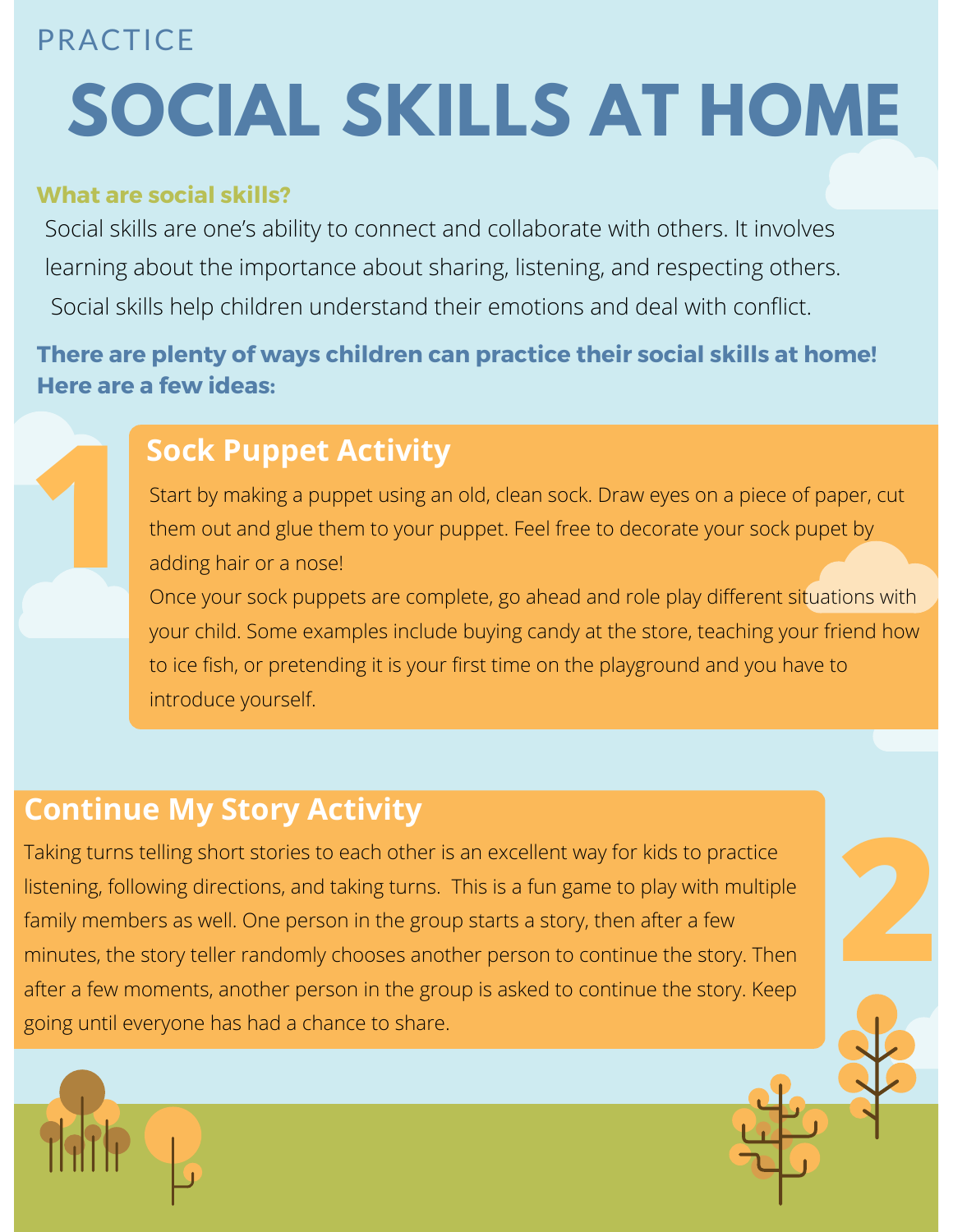PRACTICE

# SOCIAL SKILLS AT HOME

### What are social skills?

Social skills are one's ability to connect and collaborate with others. It involves learning about the importance about sharing, listening, and respecting others. Social skills help children understand their emotions and deal with conflict.

**There are plenty of ways children can practice their social skills at home! Here are a few ideas:**

## 1 Sock Puppet Activity

Start by making a puppet using an old, clean sock. Draw eyes on a piece of paper, cut them out and glue them to your puppet. Feel free to decorate your sock pupet by adding hair or a nose!

Once your sock puppets are complete, go ahead and role play different situations with your child. Some examples include buying candy at the store, teaching your friend how to ice fish, or pretending it is your first time on the playground and you have to introduce yourself.

## 2 Continue My Story Activity

Taking turns telling short stories to each other is an excellent way for kids to practice listening, following directions, and taking turns. This is a fun game to play with multiple family members as well. One person in the group starts a story, then after a few minutes, the story teller randomly chooses another person to continue the story. Then after a few moments, another person in the group is asked to continue the story. Keep going until everyone has had a chance to share.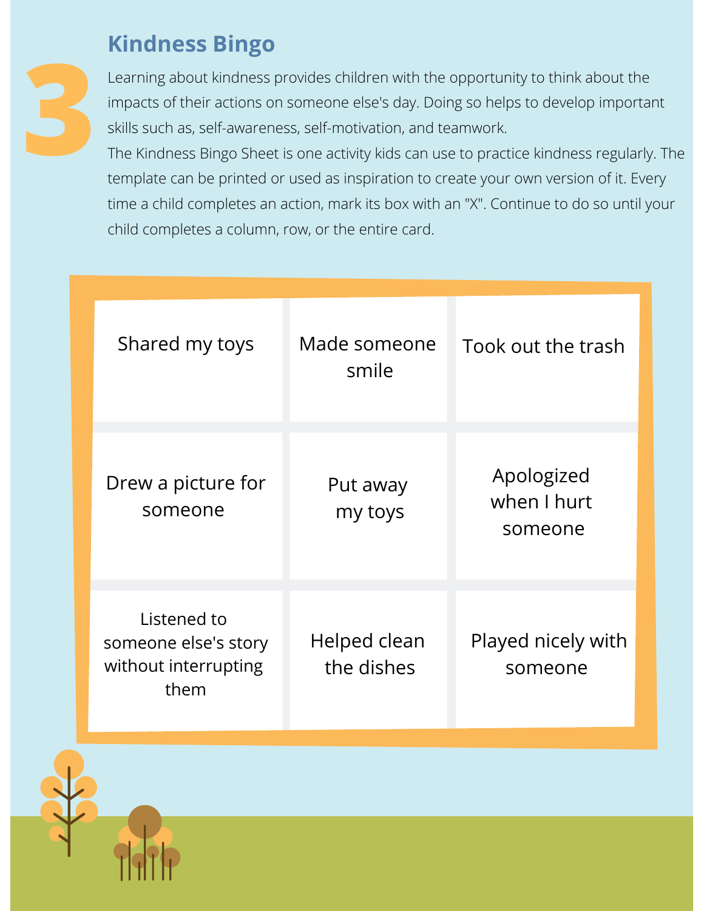## 3 Kindness Bingo

Learning about kindness provides children with the opportunity to think about the impacts of their actions on someone else's day. Doing so helps to develop important skills such as, self-awareness, self-motivation, and teamwork.

The Kindness Bingo Sheet is one activity kids can use to practice kindness regularly. The template can be printed or used as inspiration to create your own version of it. Every time a child completes an action, mark its box with an "X". Continue to do so until your child completes a column, row, or the entire card.

| | | |
|---|---|---|
| Shared my toys | Made someone smile | Took out the trash |
| Drew a picture for someone | Put away my toys | Apologized when I hurt someone |
| Listened to someone else's story without interrupting them | Helped clean the dishes | Played nicely with someone |